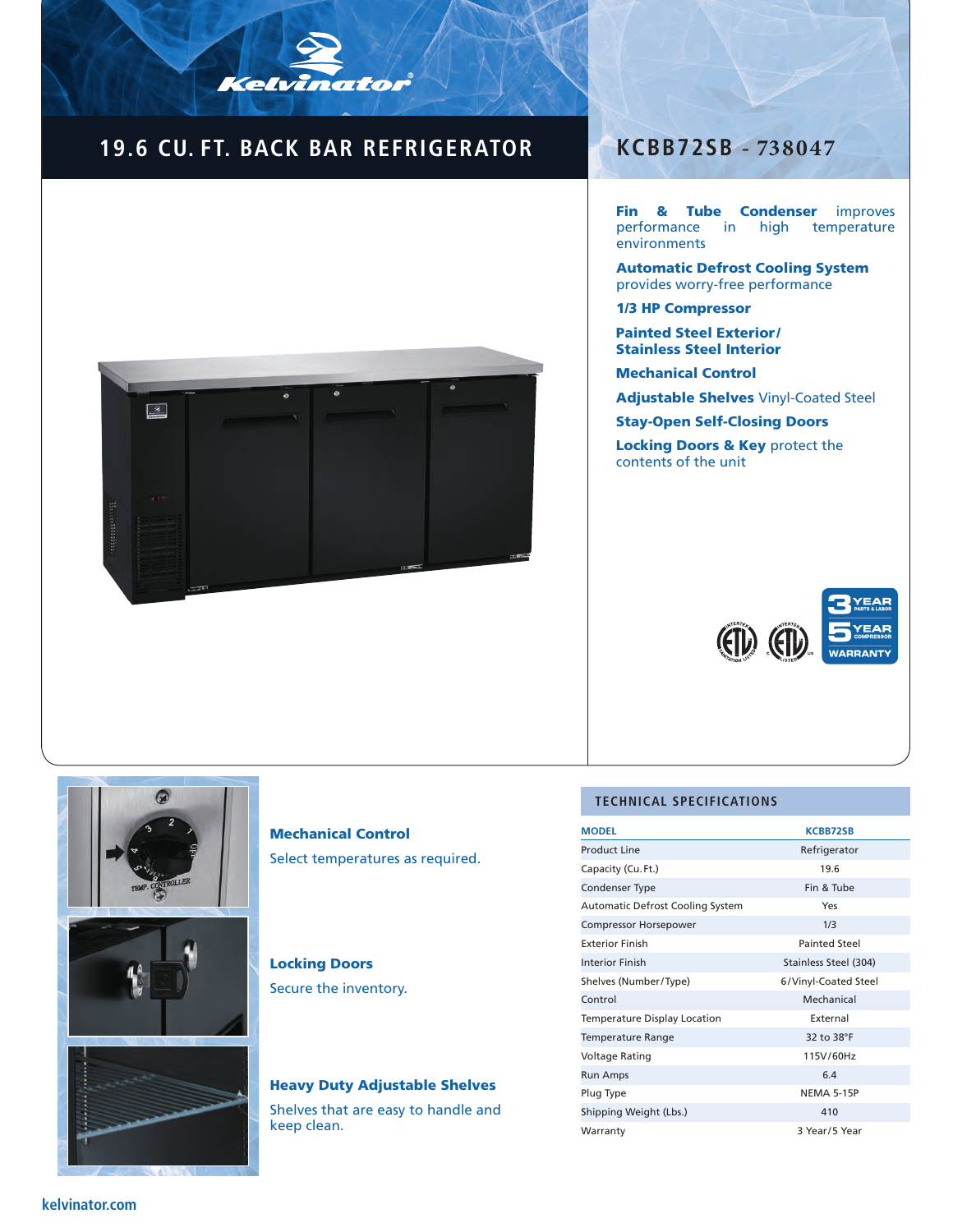# 19.6 CU. FT. BACK BAR REFRIGERATOR

## KCBB72SB - 738047

**Fin & Tube Condenser** improves performance in high temperature environments

**Automatic Defrost Cooling System** provides worry-free performance

**1/3 HP Compressor**

**Painted Steel Exterior/ Stainless Steel Interior**

**Mechanical Control**

**Adjustable Shelves** Vinyl-Coated Steel

**Stay-Open Self-Closing Doors**

**Locking Doors & Key** protect the contents of the unit

3 YEAR PARTS & LABOR
5 YEAR COMPRESSOR
WARRANTY

### Mechanical Control

Select temperatures as required.

### Locking Doors

Secure the inventory.

### Heavy Duty Adjustable Shelves

Shelves that are easy to handle and keep clean.

## TECHNICAL SPECIFICATIONS

| MODEL | KCBB72SB |
|---|---|
| Product Line | Refrigerator |
| Capacity (Cu.Ft.) | 19.6 |
| Condenser Type | Fin & Tube |
| Automatic Defrost Cooling System | Yes |
| Compressor Horsepower | 1/3 |
| Exterior Finish | Painted Steel |
| Interior Finish | Stainless Steel (304) |
| Shelves (Number/Type) | 6/Vinyl-Coated Steel |
| Control | Mechanical |
| Temperature Display Location | External |
| Temperature Range | 32 to 38°F |
| Voltage Rating | 115V/60Hz |
| Run Amps | 6.4 |
| Plug Type | NEMA 5-15P |
| Shipping Weight (Lbs.) | 410 |
| Warranty | 3 Year/5 Year |

kelvinator.com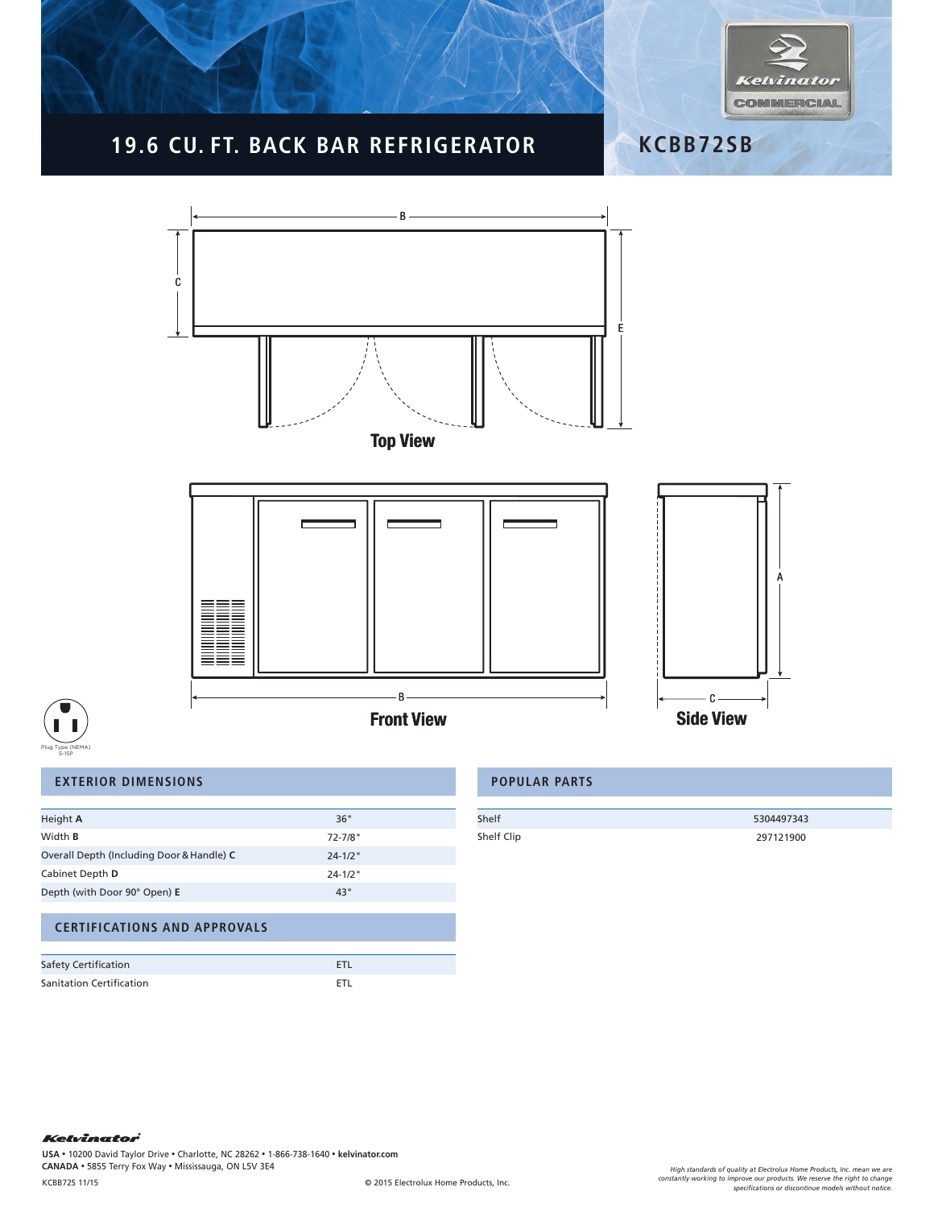# 19.6 CU. FT. BACK BAR REFRIGERATOR

**KCBB72SB**

Top View

Front View

Side View

Plug Type (NEMA) 5-15P

## EXTERIOR DIMENSIONS

| | |
|---|---|
| Height **A** | 36" |
| Width **B** | 72-7/8" |
| Overall Depth (Including Door & Handle) **C** | 24-1/2" |
| Cabinet Depth **D** | 24-1/2" |
| Depth (with Door 90° Open) **E** | 43" |

## CERTIFICATIONS AND APPROVALS

| | |
|---|---|
| Safety Certification | ETL |
| Sanitation Certification | ETL |

## POPULAR PARTS

| | |
|---|---|
| Shelf | 5304497343 |
| Shelf Clip | 297121900 |

**USA** • 10200 David Taylor Drive • Charlotte, NC 28262 • 1-866-738-1640 • **kelvinator.com**
**CANADA** • 5855 Terry Fox Way • Mississauga, ON L5V 3E4

KCBB72S 11/15

© 2015 Electrolux Home Products, Inc.

*High standards of quality at Electrolux Home Products, Inc. mean we are constantly working to improve our products. We reserve the right to change specifications or discontinue models without notice.*